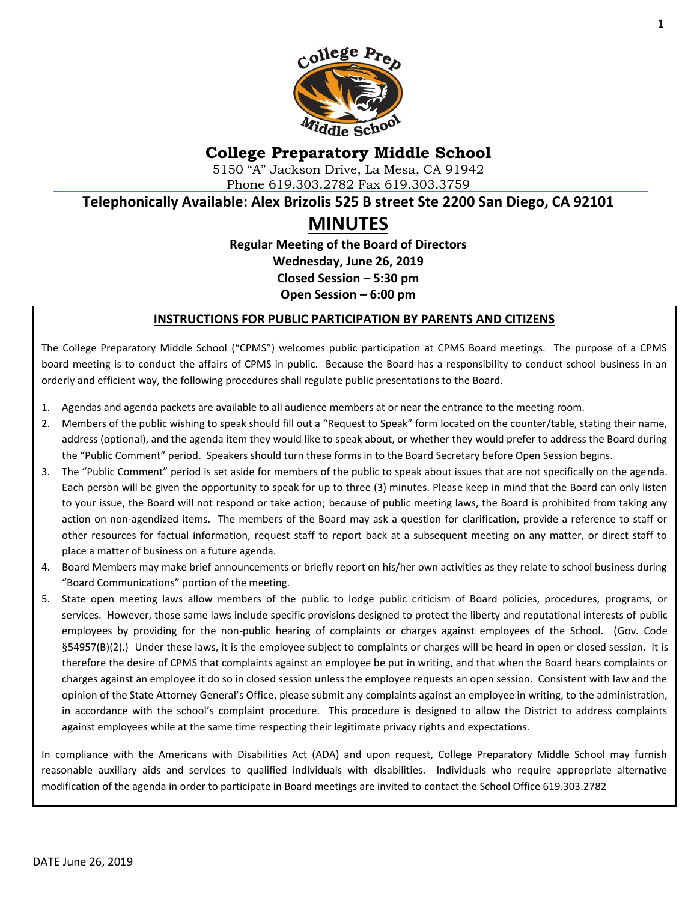# College Preparatory Middle School

5150 "A" Jackson Drive, La Mesa, CA 91942
Phone 619.303.2782 Fax 619.303.3759

**Telephonically Available: Alex Brizolis 525 B street Ste 2200 San Diego, CA 92101**

# MINUTES

**Regular Meeting of the Board of Directors**
**Wednesday, June 26, 2019**
**Closed Session – 5:30 pm**
**Open Session – 6:00 pm**

## INSTRUCTIONS FOR PUBLIC PARTICIPATION BY PARENTS AND CITIZENS

The College Preparatory Middle School ("CPMS") welcomes public participation at CPMS Board meetings. The purpose of a CPMS board meeting is to conduct the affairs of CPMS in public. Because the Board has a responsibility to conduct school business in an orderly and efficient way, the following procedures shall regulate public presentations to the Board.

1. Agendas and agenda packets are available to all audience members at or near the entrance to the meeting room.
2. Members of the public wishing to speak should fill out a "Request to Speak" form located on the counter/table, stating their name, address (optional), and the agenda item they would like to speak about, or whether they would prefer to address the Board during the "Public Comment" period. Speakers should turn these forms in to the Board Secretary before Open Session begins.
3. The "Public Comment" period is set aside for members of the public to speak about issues that are not specifically on the agenda. Each person will be given the opportunity to speak for up to three (3) minutes. Please keep in mind that the Board can only listen to your issue, the Board will not respond or take action; because of public meeting laws, the Board is prohibited from taking any action on non-agendized items. The members of the Board may ask a question for clarification, provide a reference to staff or other resources for factual information, request staff to report back at a subsequent meeting on any matter, or direct staff to place a matter of business on a future agenda.
4. Board Members may make brief announcements or briefly report on his/her own activities as they relate to school business during "Board Communications" portion of the meeting.
5. State open meeting laws allow members of the public to lodge public criticism of Board policies, procedures, programs, or services. However, those same laws include specific provisions designed to protect the liberty and reputational interests of public employees by providing for the non-public hearing of complaints or charges against employees of the School. (Gov. Code §54957(B)(2).) Under these laws, it is the employee subject to complaints or charges will be heard in open or closed session. It is therefore the desire of CPMS that complaints against an employee be put in writing, and that when the Board hears complaints or charges against an employee it do so in closed session unless the employee requests an open session. Consistent with law and the opinion of the State Attorney General's Office, please submit any complaints against an employee in writing, to the administration, in accordance with the school's complaint procedure. This procedure is designed to allow the District to address complaints against employees while at the same time respecting their legitimate privacy rights and expectations.

In compliance with the Americans with Disabilities Act (ADA) and upon request, College Preparatory Middle School may furnish reasonable auxiliary aids and services to qualified individuals with disabilities. Individuals who require appropriate alternative modification of the agenda in order to participate in Board meetings are invited to contact the School Office 619.303.2782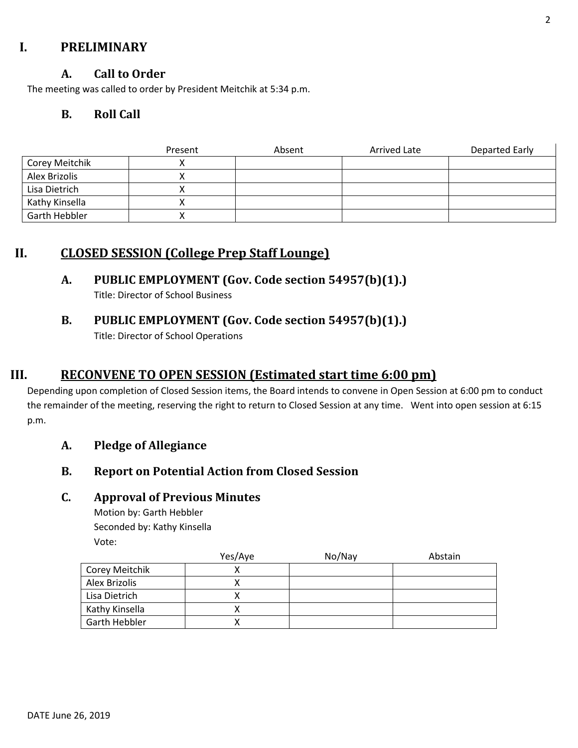# I. PRELIMINARY

## A. Call to Order

The meeting was called to order by President Meitchik at 5:34 p.m.

## B. Roll Call

| | Present | Absent | Arrived Late | Departed Early |
|---|---|---|---|---|
| Corey Meitchik | X | | | |
| Alex Brizolis | X | | | |
| Lisa Dietrich | X | | | |
| Kathy Kinsella | X | | | |
| Garth Hebbler | X | | | |

# II. CLOSED SESSION (College Prep Staff Lounge)

## A. PUBLIC EMPLOYMENT (Gov. Code section 54957(b)(1).)

Title: Director of School Business

## B. PUBLIC EMPLOYMENT (Gov. Code section 54957(b)(1).)

Title: Director of School Operations

# III. RECONVENE TO OPEN SESSION (Estimated start time 6:00 pm)

Depending upon completion of Closed Session items, the Board intends to convene in Open Session at 6:00 pm to conduct the remainder of the meeting, reserving the right to return to Closed Session at any time. Went into open session at 6:15 p.m.

## A. Pledge of Allegiance

## B. Report on Potential Action from Closed Session

## C. Approval of Previous Minutes

Motion by: Garth Hebbler
Seconded by: Kathy Kinsella
Vote:

| | Yes/Aye | No/Nay | Abstain |
|---|---|---|---|
| Corey Meitchik | X | | |
| Alex Brizolis | X | | |
| Lisa Dietrich | X | | |
| Kathy Kinsella | X | | |
| Garth Hebbler | X | | |

DATE June 26, 2019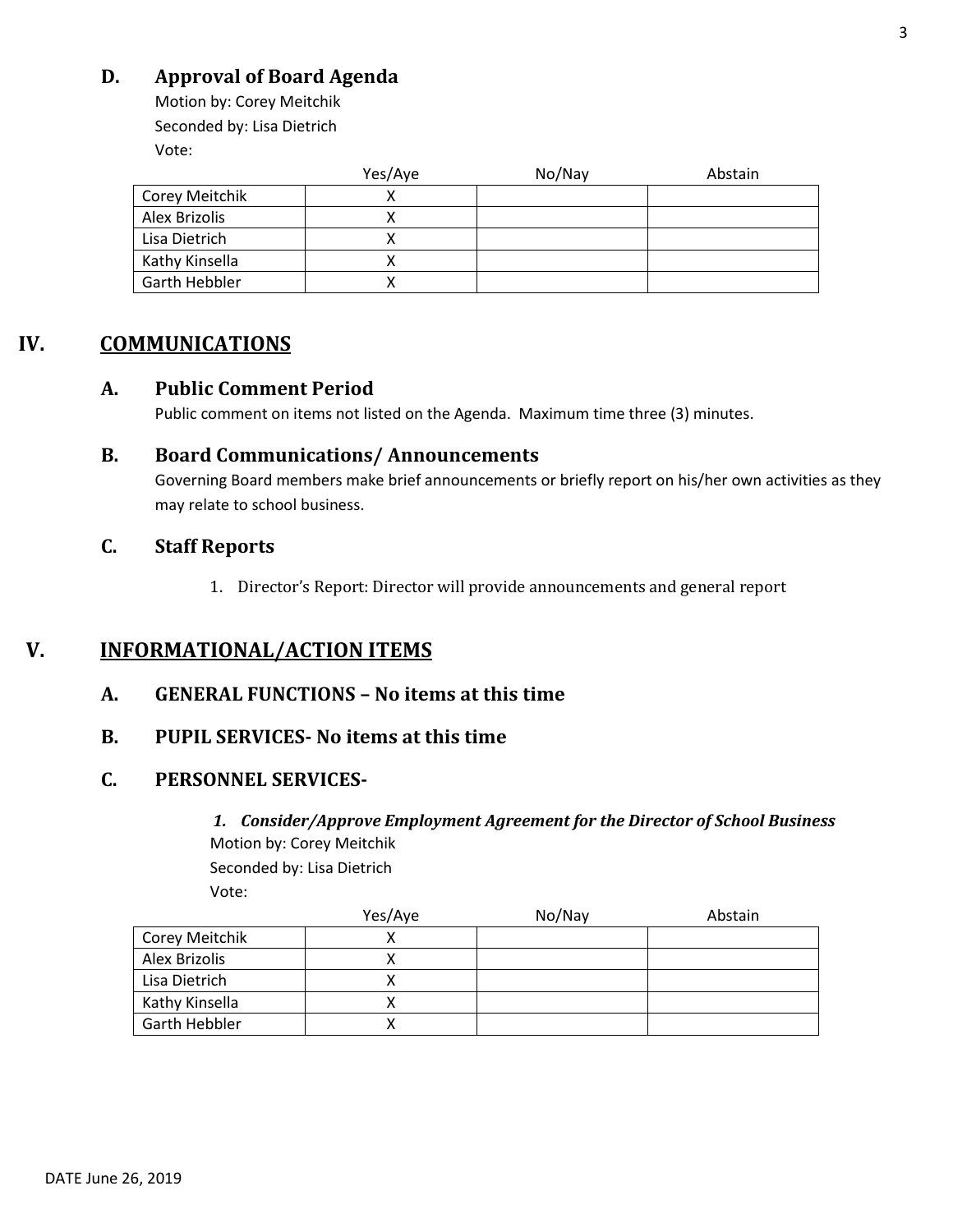### D. Approval of Board Agenda

Motion by: Corey Meitchik
Seconded by: Lisa Dietrich
Vote:

| | Yes/Aye | No/Nay | Abstain |
|---|---|---|---|
| Corey Meitchik | X | | |
| Alex Brizolis | X | | |
| Lisa Dietrich | X | | |
| Kathy Kinsella | X | | |
| Garth Hebbler | X | | |

## IV. COMMUNICATIONS

### A. Public Comment Period

Public comment on items not listed on the Agenda. Maximum time three (3) minutes.

### B. Board Communications/ Announcements

Governing Board members make brief announcements or briefly report on his/her own activities as they may relate to school business.

### C. Staff Reports

1. Director's Report: Director will provide announcements and general report

## V. INFORMATIONAL/ACTION ITEMS

### A. GENERAL FUNCTIONS – No items at this time

### B. PUPIL SERVICES- No items at this time

### C. PERSONNEL SERVICES-

***1. Consider/Approve Employment Agreement for the Director of School Business***

Motion by: Corey Meitchik
Seconded by: Lisa Dietrich
Vote:

| | Yes/Aye | No/Nay | Abstain |
|---|---|---|---|
| Corey Meitchik | X | | |
| Alex Brizolis | X | | |
| Lisa Dietrich | X | | |
| Kathy Kinsella | X | | |
| Garth Hebbler | X | | |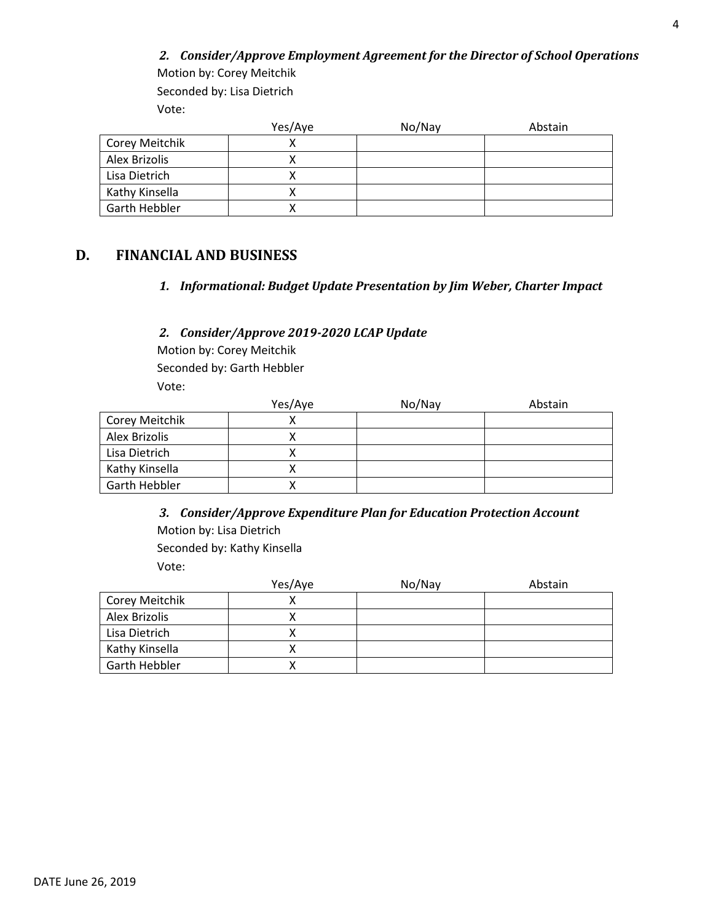***2. Consider/Approve Employment Agreement for the Director of School Operations***

Motion by: Corey Meitchik

Seconded by: Lisa Dietrich

Vote:

| | Yes/Aye | No/Nay | Abstain |
|---|---|---|---|
| Corey Meitchik | X | | |
| Alex Brizolis | X | | |
| Lisa Dietrich | X | | |
| Kathy Kinsella | X | | |
| Garth Hebbler | X | | |

## D. FINANCIAL AND BUSINESS

***1. Informational: Budget Update Presentation by Jim Weber, Charter Impact***

***2. Consider/Approve 2019-2020 LCAP Update***

Motion by: Corey Meitchik

Seconded by: Garth Hebbler

Vote:

| | Yes/Aye | No/Nay | Abstain |
|---|---|---|---|
| Corey Meitchik | X | | |
| Alex Brizolis | X | | |
| Lisa Dietrich | X | | |
| Kathy Kinsella | X | | |
| Garth Hebbler | X | | |

***3. Consider/Approve Expenditure Plan for Education Protection Account***

Motion by: Lisa Dietrich

Seconded by: Kathy Kinsella

Vote:

| | Yes/Aye | No/Nay | Abstain |
|---|---|---|---|
| Corey Meitchik | X | | |
| Alex Brizolis | X | | |
| Lisa Dietrich | X | | |
| Kathy Kinsella | X | | |
| Garth Hebbler | X | | |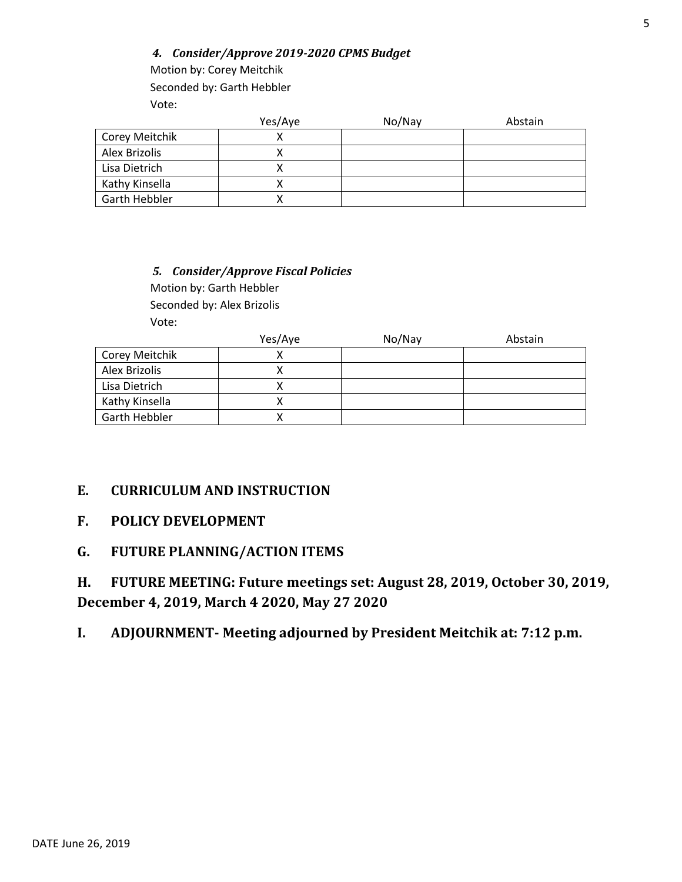#### *4. Consider/Approve 2019-2020 CPMS Budget*

Motion by: Corey Meitchik

Seconded by: Garth Hebbler

Vote:

| | Yes/Aye | No/Nay | Abstain |
|---|---|---|---|
| Corey Meitchik | X | | |
| Alex Brizolis | X | | |
| Lisa Dietrich | X | | |
| Kathy Kinsella | X | | |
| Garth Hebbler | X | | |

#### *5. Consider/Approve Fiscal Policies*

Motion by: Garth Hebbler

Seconded by: Alex Brizolis

Vote:

| | Yes/Aye | No/Nay | Abstain |
|---|---|---|---|
| Corey Meitchik | X | | |
| Alex Brizolis | X | | |
| Lisa Dietrich | X | | |
| Kathy Kinsella | X | | |
| Garth Hebbler | X | | |

## E. CURRICULUM AND INSTRUCTION

## F. POLICY DEVELOPMENT

## G. FUTURE PLANNING/ACTION ITEMS

## H. FUTURE MEETING: Future meetings set: August 28, 2019, October 30, 2019, December 4, 2019, March 4 2020, May 27 2020

## I. ADJOURNMENT- Meeting adjourned by President Meitchik at: 7:12 p.m.

DATE June 26, 2019